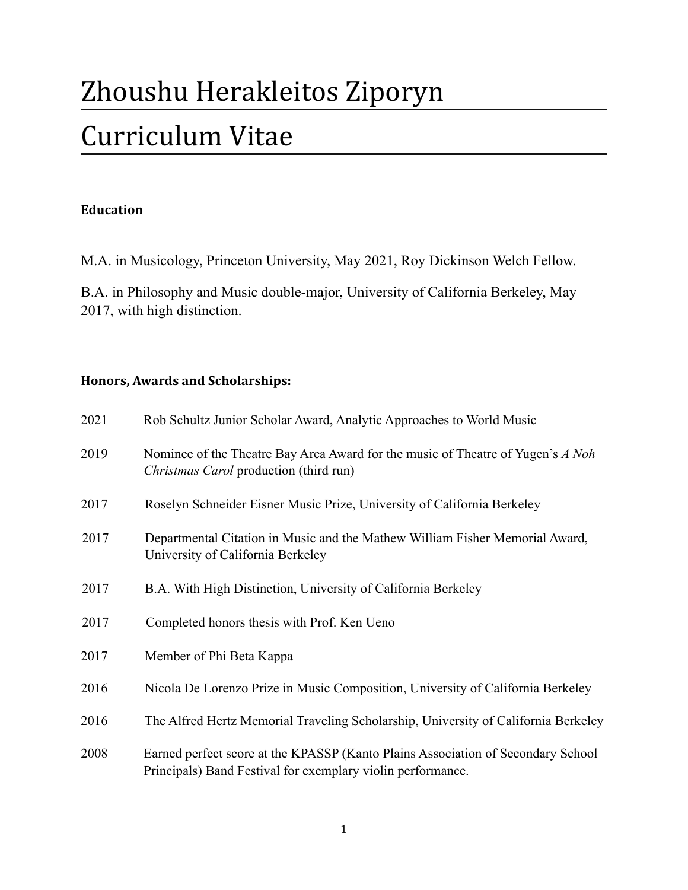# Zhoushu Herakleitos Ziporyn

# Curriculum Vitae

**Education**

M.A. in Musicology, Princeton University, May 2021, Roy Dickinson Welch Fellow.

B.A. in Philosophy and Music double-major, University of California Berkeley, May 2017, with high distinction.

**Honors, Awards and Scholarships:**

2021 Rob Schultz Junior Scholar Award, Analytic Approaches to World Music

2019 Nominee of the Theatre Bay Area Award for the music of Theatre of Yugen's *A Noh Christmas Carol* production (third run)

2017 Roselyn Schneider Eisner Music Prize, University of California Berkeley

2017 Departmental Citation in Music and the Mathew William Fisher Memorial Award, University of California Berkeley

2017 B.A. With High Distinction, University of California Berkeley

2017 Completed honors thesis with Prof. Ken Ueno

2017 Member of Phi Beta Kappa

2016 Nicola De Lorenzo Prize in Music Composition, University of California Berkeley

2016 The Alfred Hertz Memorial Traveling Scholarship, University of California Berkeley

2008 Earned perfect score at the KPASSP (Kanto Plains Association of Secondary School Principals) Band Festival for exemplary violin performance.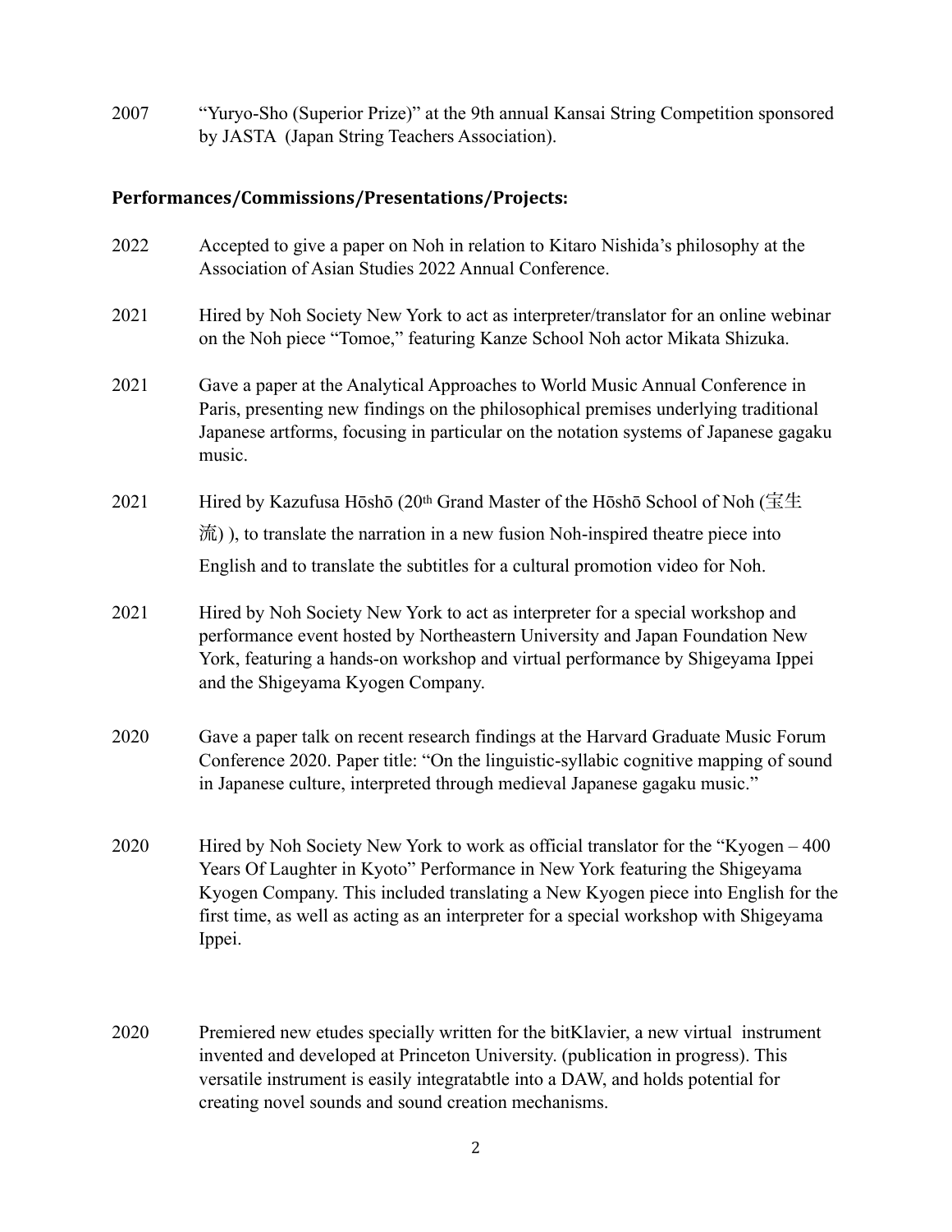2007 "Yuryo-Sho (Superior Prize)" at the 9th annual Kansai String Competition sponsored by JASTA (Japan String Teachers Association).

## Performances/Commissions/Presentations/Projects:

2022 Accepted to give a paper on Noh in relation to Kitaro Nishida's philosophy at the Association of Asian Studies 2022 Annual Conference.

2021 Hired by Noh Society New York to act as interpreter/translator for an online webinar on the Noh piece "Tomoe," featuring Kanze School Noh actor Mikata Shizuka.

2021 Gave a paper at the Analytical Approaches to World Music Annual Conference in Paris, presenting new findings on the philosophical premises underlying traditional Japanese artforms, focusing in particular on the notation systems of Japanese gagaku music.

2021 Hired by Kazufusa Hōshō (20th Grand Master of the Hōshō School of Noh (宝生流) ), to translate the narration in a new fusion Noh-inspired theatre piece into English and to translate the subtitles for a cultural promotion video for Noh.

2021 Hired by Noh Society New York to act as interpreter for a special workshop and performance event hosted by Northeastern University and Japan Foundation New York, featuring a hands-on workshop and virtual performance by Shigeyama Ippei and the Shigeyama Kyogen Company.

2020 Gave a paper talk on recent research findings at the Harvard Graduate Music Forum Conference 2020. Paper title: "On the linguistic-syllabic cognitive mapping of sound in Japanese culture, interpreted through medieval Japanese gagaku music."

2020 Hired by Noh Society New York to work as official translator for the "Kyogen – 400 Years Of Laughter in Kyoto" Performance in New York featuring the Shigeyama Kyogen Company. This included translating a New Kyogen piece into English for the first time, as well as acting as an interpreter for a special workshop with Shigeyama Ippei.

2020 Premiered new etudes specially written for the bitKlavier, a new virtual instrument invented and developed at Princeton University. (publication in progress). This versatile instrument is easily integratabtle into a DAW, and holds potential for creating novel sounds and sound creation mechanisms.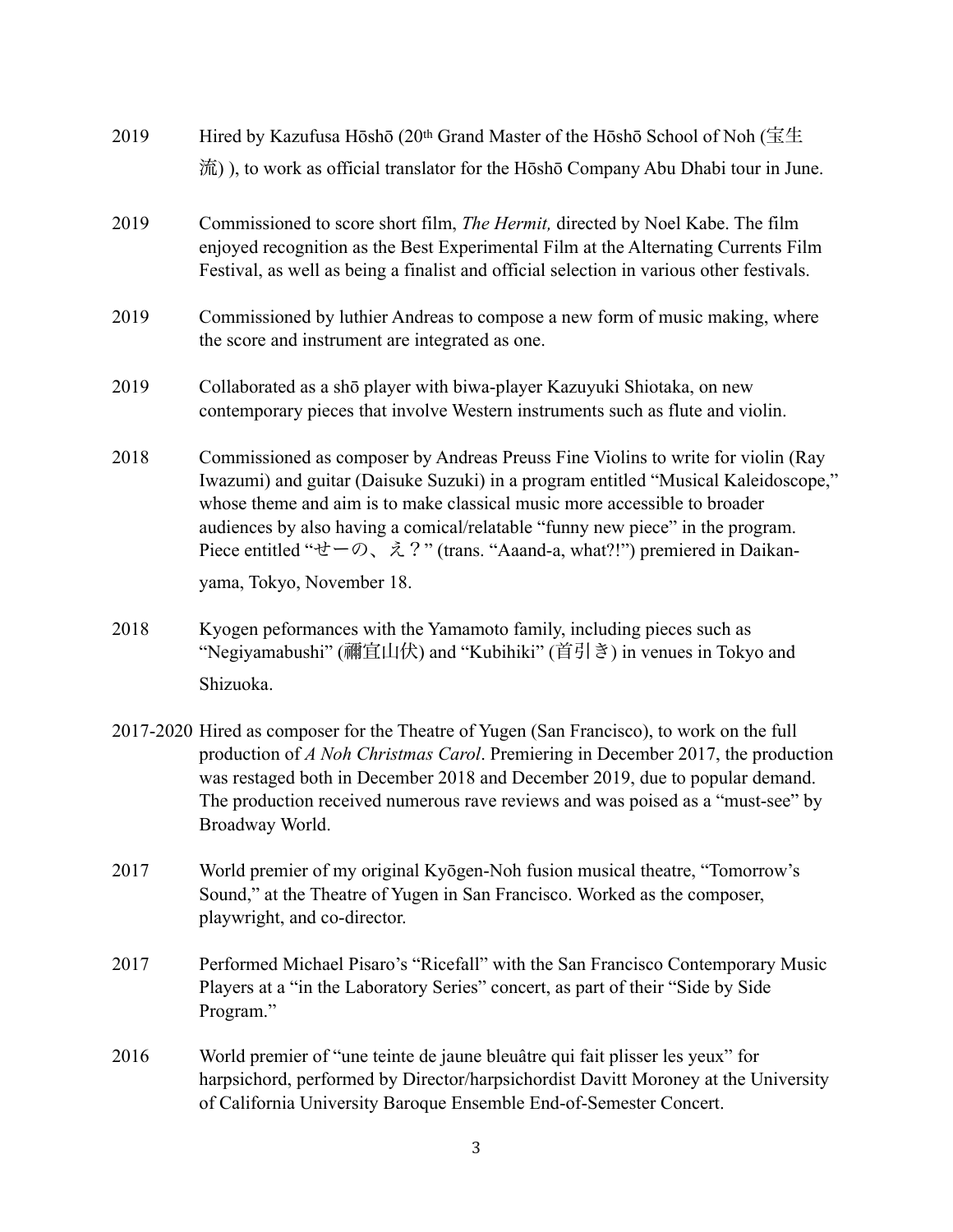2019 Hired by Kazufusa Hōshō (20th Grand Master of the Hōshō School of Noh (宝生流) ), to work as official translator for the Hōshō Company Abu Dhabi tour in June.

2019 Commissioned to score short film, *The Hermit,* directed by Noel Kabe. The film enjoyed recognition as the Best Experimental Film at the Alternating Currents Film Festival, as well as being a finalist and official selection in various other festivals.

2019 Commissioned by luthier Andreas to compose a new form of music making, where the score and instrument are integrated as one.

2019 Collaborated as a shō player with biwa-player Kazuyuki Shiotaka, on new contemporary pieces that involve Western instruments such as flute and violin.

2018 Commissioned as composer by Andreas Preuss Fine Violins to write for violin (Ray Iwazumi) and guitar (Daisuke Suzuki) in a program entitled "Musical Kaleidoscope," whose theme and aim is to make classical music more accessible to broader audiences by also having a comical/relatable "funny new piece" in the program. Piece entitled "せーの、え？" (trans. "Aaand-a, what?!") premiered in Daikan-yama, Tokyo, November 18.

2018 Kyogen peformances with the Yamamoto family, including pieces such as "Negiyamabushi" (禰宜山伏) and "Kubihiki" (首引き) in venues in Tokyo and Shizuoka.

2017-2020 Hired as composer for the Theatre of Yugen (San Francisco), to work on the full production of *A Noh Christmas Carol*. Premiering in December 2017, the production was restaged both in December 2018 and December 2019, due to popular demand. The production received numerous rave reviews and was poised as a "must-see" by Broadway World.

2017 World premier of my original Kyōgen-Noh fusion musical theatre, "Tomorrow's Sound," at the Theatre of Yugen in San Francisco. Worked as the composer, playwright, and co-director.

2017 Performed Michael Pisaro's "Ricefall" with the San Francisco Contemporary Music Players at a "in the Laboratory Series" concert, as part of their "Side by Side Program."

2016 World premier of "une teinte de jaune bleuâtre qui fait plisser les yeux" for harpsichord, performed by Director/harpsichordist Davitt Moroney at the University of California University Baroque Ensemble End-of-Semester Concert.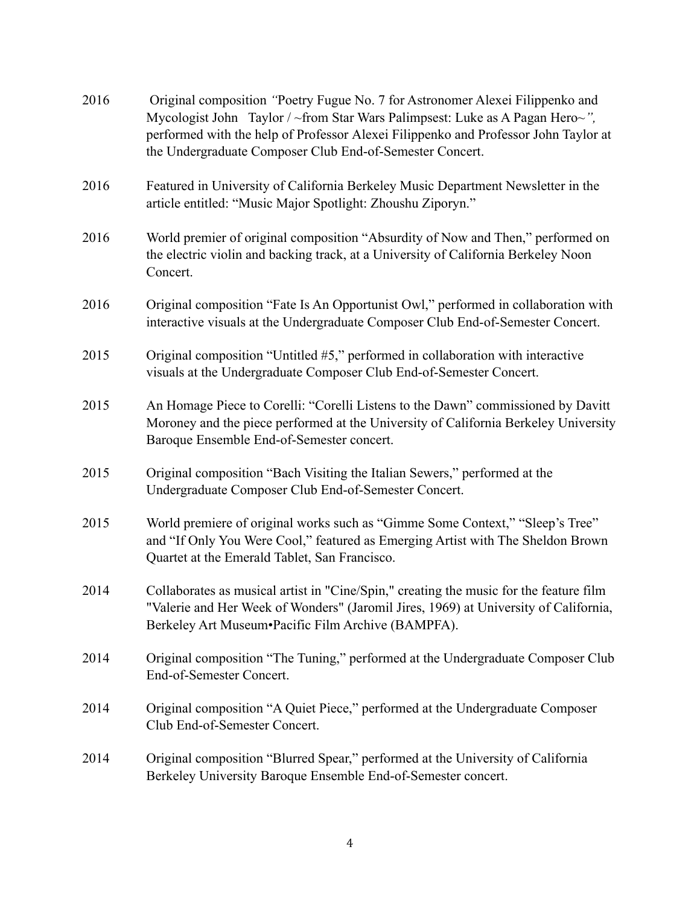2016 Original composition *"Poetry Fugue No. 7 for Astronomer Alexei Filippenko and Mycologist John Taylor / ~from Star Wars Palimpsest: Luke as A Pagan Hero~",* performed with the help of Professor Alexei Filippenko and Professor John Taylor at the Undergraduate Composer Club End-of-Semester Concert.

2016 Featured in University of California Berkeley Music Department Newsletter in the article entitled: "Music Major Spotlight: Zhoushu Ziporyn."

2016 World premier of original composition "Absurdity of Now and Then," performed on the electric violin and backing track, at a University of California Berkeley Noon Concert.

2016 Original composition "Fate Is An Opportunist Owl," performed in collaboration with interactive visuals at the Undergraduate Composer Club End-of-Semester Concert.

2015 Original composition "Untitled #5," performed in collaboration with interactive visuals at the Undergraduate Composer Club End-of-Semester Concert.

2015 An Homage Piece to Corelli: "Corelli Listens to the Dawn" commissioned by Davitt Moroney and the piece performed at the University of California Berkeley University Baroque Ensemble End-of-Semester concert.

2015 Original composition "Bach Visiting the Italian Sewers," performed at the Undergraduate Composer Club End-of-Semester Concert.

2015 World premiere of original works such as "Gimme Some Context," "Sleep's Tree" and "If Only You Were Cool," featured as Emerging Artist with The Sheldon Brown Quartet at the Emerald Tablet, San Francisco.

2014 Collaborates as musical artist in "Cine/Spin," creating the music for the feature film "Valerie and Her Week of Wonders" (Jaromil Jires, 1969) at University of California, Berkeley Art Museum•Pacific Film Archive (BAMPFA).

2014 Original composition "The Tuning," performed at the Undergraduate Composer Club End-of-Semester Concert.

2014 Original composition "A Quiet Piece," performed at the Undergraduate Composer Club End-of-Semester Concert.

2014 Original composition "Blurred Spear," performed at the University of California Berkeley University Baroque Ensemble End-of-Semester concert.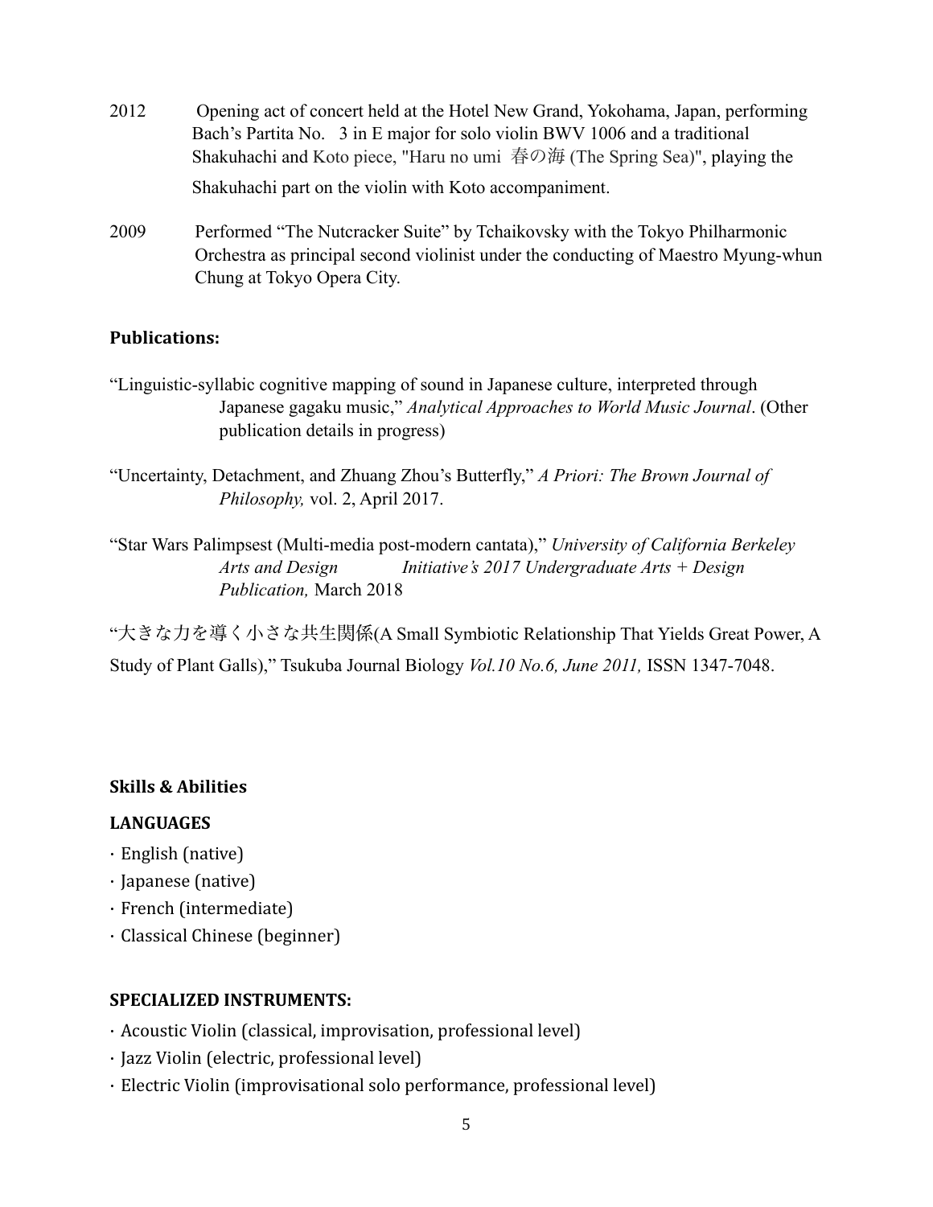2012 Opening act of concert held at the Hotel New Grand, Yokohama, Japan, performing Bach's Partita No. 3 in E major for solo violin BWV 1006 and a traditional Shakuhachi and Koto piece, "Haru no umi 春の海 (The Spring Sea)", playing the Shakuhachi part on the violin with Koto accompaniment.

2009 Performed "The Nutcracker Suite" by Tchaikovsky with the Tokyo Philharmonic Orchestra as principal second violinist under the conducting of Maestro Myung-whun Chung at Tokyo Opera City.

**Publications:**

"Linguistic-syllabic cognitive mapping of sound in Japanese culture, interpreted through Japanese gagaku music," *Analytical Approaches to World Music Journal*. (Other publication details in progress)

"Uncertainty, Detachment, and Zhuang Zhou's Butterfly," *A Priori: The Brown Journal of Philosophy,* vol. 2, April 2017.

"Star Wars Palimpsest (Multi-media post-modern cantata)," *University of California Berkeley Arts and Design Initiative's 2017 Undergraduate Arts + Design Publication,* March 2018

"大きな力を導く小さな共生関係(A Small Symbiotic Relationship That Yields Great Power, A Study of Plant Galls)," Tsukuba Journal Biology *Vol.10 No.6, June 2011,* ISSN 1347-7048.

**Skills & Abilities**

**LANGUAGES**

- English (native)
- Japanese (native)
- French (intermediate)
- Classical Chinese (beginner)

**SPECIALIZED INSTRUMENTS:**

- Acoustic Violin (classical, improvisation, professional level)
- Jazz Violin (electric, professional level)
- Electric Violin (improvisational solo performance, professional level)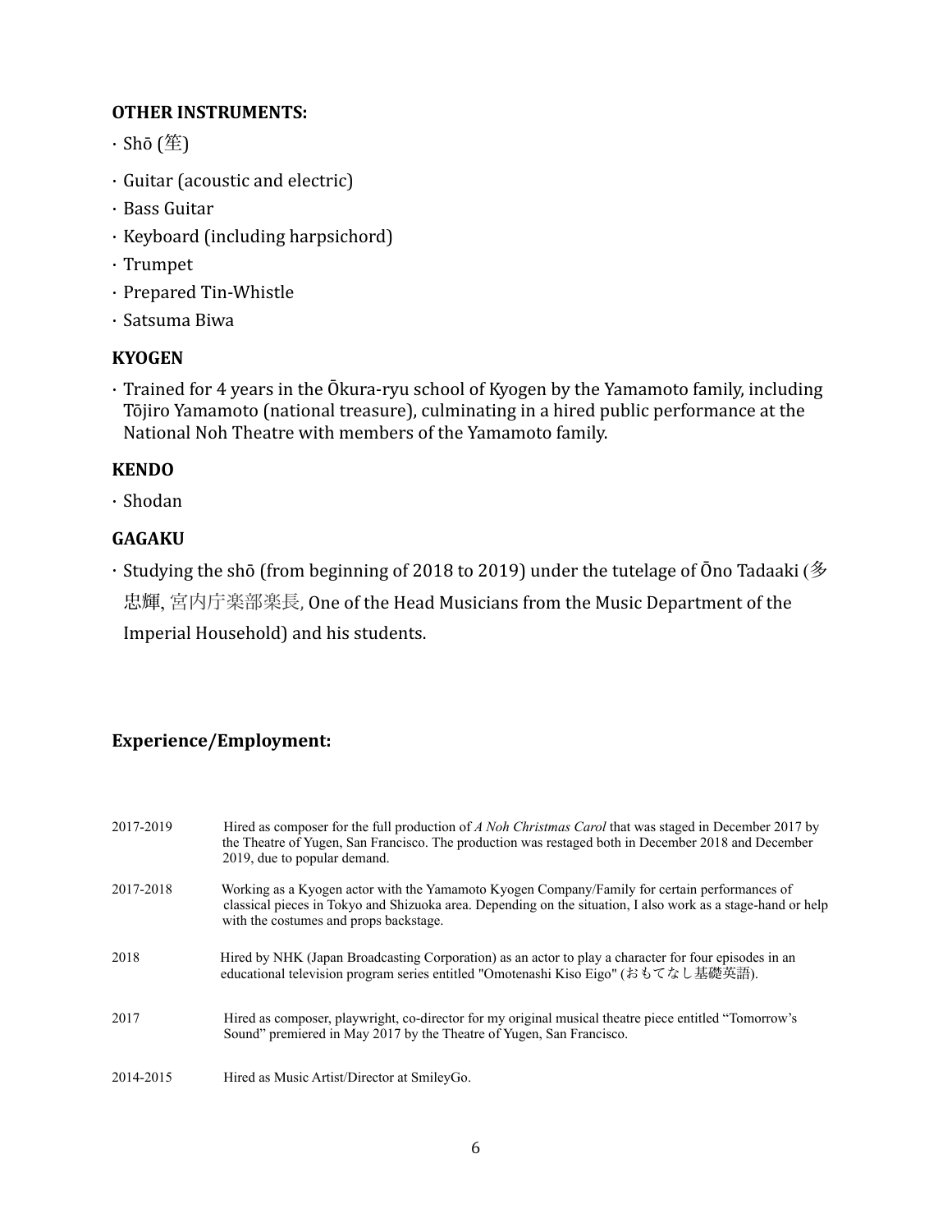**OTHER INSTRUMENTS:**

- Shō (笙)
- Guitar (acoustic and electric)
- Bass Guitar
- Keyboard (including harpsichord)
- Trumpet
- Prepared Tin-Whistle
- Satsuma Biwa

**KYOGEN**

- Trained for 4 years in the Ōkura-ryu school of Kyogen by the Yamamoto family, including Tōjiro Yamamoto (national treasure), culminating in a hired public performance at the National Noh Theatre with members of the Yamamoto family.

**KENDO**

- Shodan

**GAGAKU**

- Studying the shō (from beginning of 2018 to 2019) under the tutelage of Ōno Tadaaki (多忠輝, 宮内庁楽部楽長, One of the Head Musicians from the Music Department of the Imperial Household) and his students.

## Experience/Employment:

| | |
|---|---|
| 2017-2019 | Hired as composer for the full production of *A Noh Christmas Carol* that was staged in December 2017 by the Theatre of Yugen, San Francisco. The production was restaged both in December 2018 and December 2019, due to popular demand. |
| 2017-2018 | Working as a Kyogen actor with the Yamamoto Kyogen Company/Family for certain performances of classical pieces in Tokyo and Shizuoka area. Depending on the situation, I also work as a stage-hand or help with the costumes and props backstage. |
| 2018 | Hired by NHK (Japan Broadcasting Corporation) as an actor to play a character for four episodes in an educational television program series entitled "Omotenashi Kiso Eigo" (おもてなし基礎英語). |
| 2017 | Hired as composer, playwright, co-director for my original musical theatre piece entitled "Tomorrow's Sound" premiered in May 2017 by the Theatre of Yugen, San Francisco. |
| 2014-2015 | Hired as Music Artist/Director at SmileyGo. |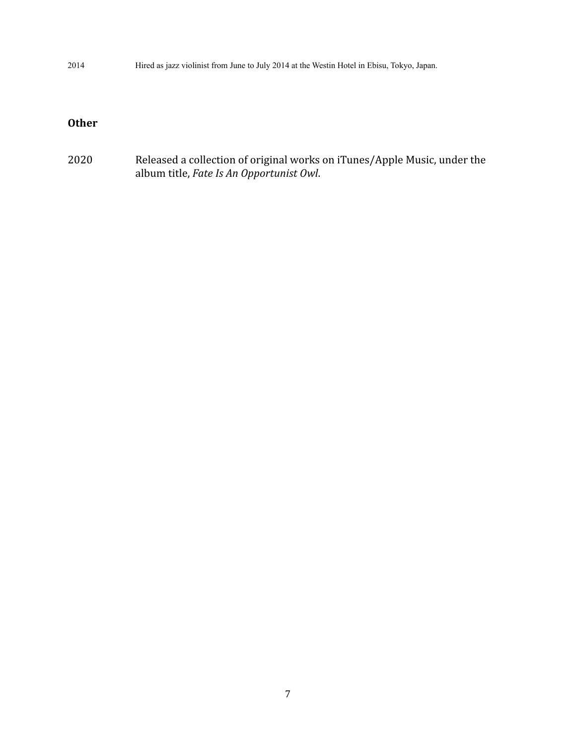2014 Hired as jazz violinist from June to July 2014 at the Westin Hotel in Ebisu, Tokyo, Japan.

## Other

2020 Released a collection of original works on iTunes/Apple Music, under the album title, *Fate Is An Opportunist Owl*.